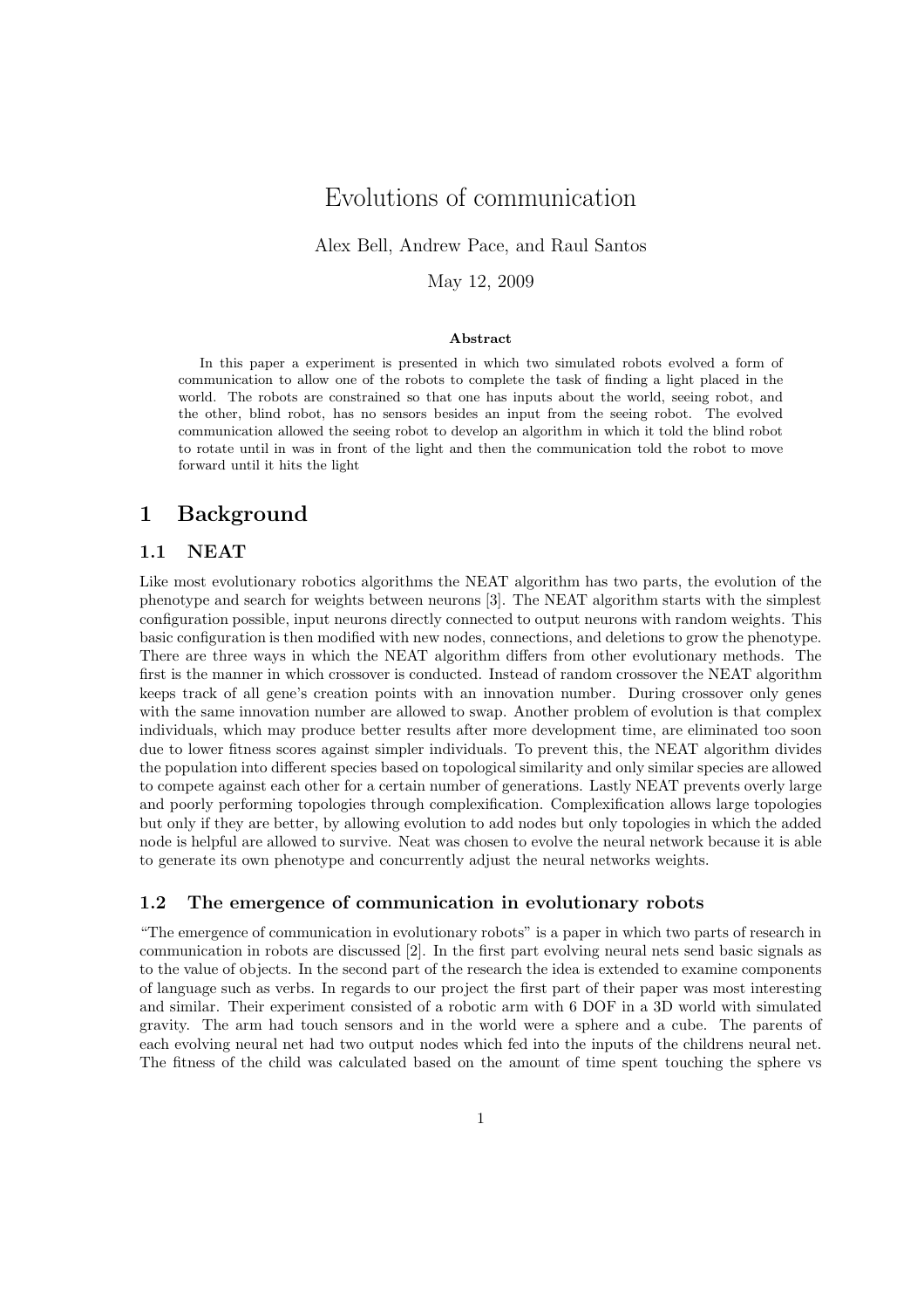# Evolutions of communication

Alex Bell, Andrew Pace, and Raul Santos

May 12, 2009

**Abstract**

In this paper a experiment is presented in which two simulated robots evolved a form of communication to allow one of the robots to complete the task of finding a light placed in the world. The robots are constrained so that one has inputs about the world, seeing robot, and the other, blind robot, has no sensors besides an input from the seeing robot. The evolved communication allowed the seeing robot to develop an algorithm in which it told the blind robot to rotate until in was in front of the light and then the communication told the robot to move forward until it hits the light

## 1 Background

### 1.1 NEAT

Like most evolutionary robotics algorithms the NEAT algorithm has two parts, the evolution of the phenotype and search for weights between neurons [3]. The NEAT algorithm starts with the simplest configuration possible, input neurons directly connected to output neurons with random weights. This basic configuration is then modified with new nodes, connections, and deletions to grow the phenotype. There are three ways in which the NEAT algorithm differs from other evolutionary methods. The first is the manner in which crossover is conducted. Instead of random crossover the NEAT algorithm keeps track of all gene's creation points with an innovation number. During crossover only genes with the same innovation number are allowed to swap. Another problem of evolution is that complex individuals, which may produce better results after more development time, are eliminated too soon due to lower fitness scores against simpler individuals. To prevent this, the NEAT algorithm divides the population into different species based on topological similarity and only similar species are allowed to compete against each other for a certain number of generations. Lastly NEAT prevents overly large and poorly performing topologies through complexification. Complexification allows large topologies but only if they are better, by allowing evolution to add nodes but only topologies in which the added node is helpful are allowed to survive. Neat was chosen to evolve the neural network because it is able to generate its own phenotype and concurrently adjust the neural networks weights.

### 1.2 The emergence of communication in evolutionary robots

"The emergence of communication in evolutionary robots" is a paper in which two parts of research in communication in robots are discussed [2]. In the first part evolving neural nets send basic signals as to the value of objects. In the second part of the research the idea is extended to examine components of language such as verbs. In regards to our project the first part of their paper was most interesting and similar. Their experiment consisted of a robotic arm with 6 DOF in a 3D world with simulated gravity. The arm had touch sensors and in the world were a sphere and a cube. The parents of each evolving neural net had two output nodes which fed into the inputs of the childrens neural net. The fitness of the child was calculated based on the amount of time spent touching the sphere vs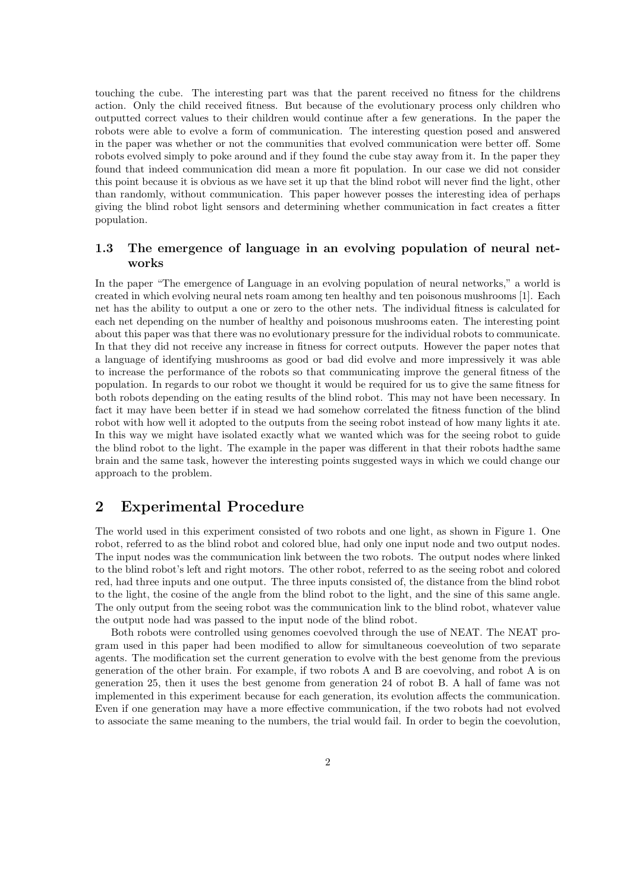touching the cube. The interesting part was that the parent received no fitness for the childrens action. Only the child received fitness. But because of the evolutionary process only children who outputted correct values to their children would continue after a few generations. In the paper the robots were able to evolve a form of communication. The interesting question posed and answered in the paper was whether or not the communities that evolved communication were better off. Some robots evolved simply to poke around and if they found the cube stay away from it. In the paper they found that indeed communication did mean a more fit population. In our case we did not consider this point because it is obvious as we have set it up that the blind robot will never find the light, other than randomly, without communication. This paper however posses the interesting idea of perhaps giving the blind robot light sensors and determining whether communication in fact creates a fitter population.

### 1.3 The emergence of language in an evolving population of neural networks

In the paper "The emergence of Language in an evolving population of neural networks," a world is created in which evolving neural nets roam among ten healthy and ten poisonous mushrooms [1]. Each net has the ability to output a one or zero to the other nets. The individual fitness is calculated for each net depending on the number of healthy and poisonous mushrooms eaten. The interesting point about this paper was that there was no evolutionary pressure for the individual robots to communicate. In that they did not receive any increase in fitness for correct outputs. However the paper notes that a language of identifying mushrooms as good or bad did evolve and more impressively it was able to increase the performance of the robots so that communicating improve the general fitness of the population. In regards to our robot we thought it would be required for us to give the same fitness for both robots depending on the eating results of the blind robot. This may not have been necessary. In fact it may have been better if in stead we had somehow correlated the fitness function of the blind robot with how well it adopted to the outputs from the seeing robot instead of how many lights it ate. In this way we might have isolated exactly what we wanted which was for the seeing robot to guide the blind robot to the light. The example in the paper was different in that their robots hadthe same brain and the same task, however the interesting points suggested ways in which we could change our approach to the problem.

## 2 Experimental Procedure

The world used in this experiment consisted of two robots and one light, as shown in Figure 1. One robot, referred to as the blind robot and colored blue, had only one input node and two output nodes. The input nodes was the communication link between the two robots. The output nodes where linked to the blind robot's left and right motors. The other robot, referred to as the seeing robot and colored red, had three inputs and one output. The three inputs consisted of, the distance from the blind robot to the light, the cosine of the angle from the blind robot to the light, and the sine of this same angle. The only output from the seeing robot was the communication link to the blind robot, whatever value the output node had was passed to the input node of the blind robot.

Both robots were controlled using genomes coevolved through the use of NEAT. The NEAT program used in this paper had been modified to allow for simultaneous coeveolution of two separate agents. The modification set the current generation to evolve with the best genome from the previous generation of the other brain. For example, if two robots A and B are coevolving, and robot A is on generation 25, then it uses the best genome from generation 24 of robot B. A hall of fame was not implemented in this experiment because for each generation, its evolution affects the communication. Even if one generation may have a more effective communication, if the two robots had not evolved to associate the same meaning to the numbers, the trial would fail. In order to begin the coevolution,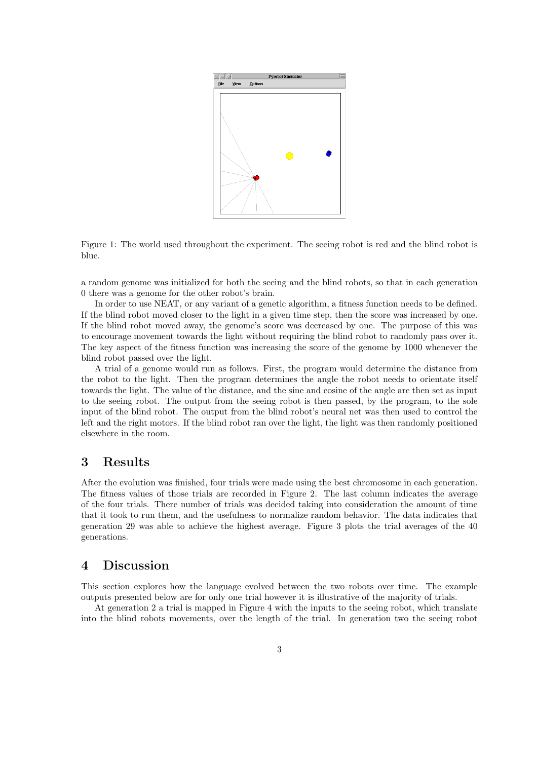Figure 1: The world used throughout the experiment. The seeing robot is red and the blind robot is blue.

a random genome was initialized for both the seeing and the blind robots, so that in each generation 0 there was a genome for the other robot's brain.

In order to use NEAT, or any variant of a genetic algorithm, a fitness function needs to be defined. If the blind robot moved closer to the light in a given time step, then the score was increased by one. If the blind robot moved away, the genome's score was decreased by one. The purpose of this was to encourage movement towards the light without requiring the blind robot to randomly pass over it. The key aspect of the fitness function was increasing the score of the genome by 1000 whenever the blind robot passed over the light.

A trial of a genome would run as follows. First, the program would determine the distance from the robot to the light. Then the program determines the angle the robot needs to orientate itself towards the light. The value of the distance, and the sine and cosine of the angle are then set as input to the seeing robot. The output from the seeing robot is then passed, by the program, to the sole input of the blind robot. The output from the blind robot's neural net was then used to control the left and the right motors. If the blind robot ran over the light, the light was then randomly positioned elsewhere in the room.

## 3 Results

After the evolution was finished, four trials were made using the best chromosome in each generation. The fitness values of those trials are recorded in Figure 2. The last column indicates the average of the four trials. There number of trials was decided taking into consideration the amount of time that it took to run them, and the usefulness to normalize random behavior. The data indicates that generation 29 was able to achieve the highest average. Figure 3 plots the trial averages of the 40 generations.

## 4 Discussion

This section explores how the language evolved between the two robots over time. The example outputs presented below are for only one trial however it is illustrative of the majority of trials.

At generation 2 a trial is mapped in Figure 4 with the inputs to the seeing robot, which translate into the blind robots movements, over the length of the trial. In generation two the seeing robot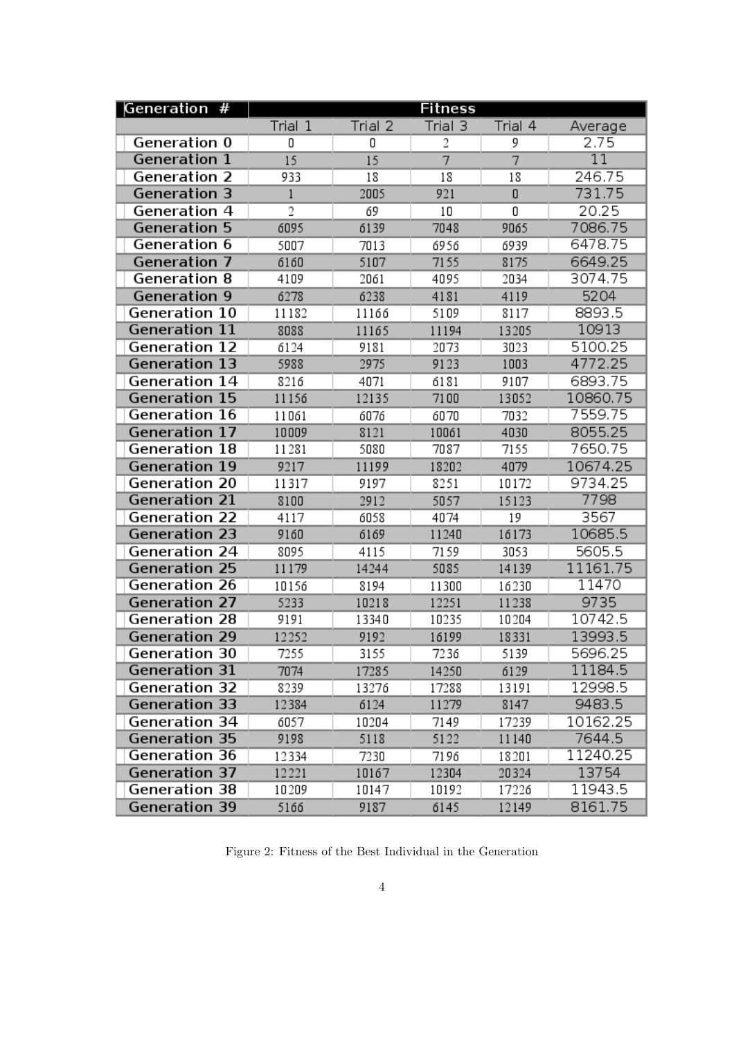| Generation # | Fitness | | | | |
|---|---|---|---|---|---|
| | Trial 1 | Trial 2 | Trial 3 | Trial 4 | Average |
| Generation 0 | 0 | 0 | 2 | 9 | 2.75 |
| Generation 1 | 15 | 15 | 7 | 7 | 11 |
| Generation 2 | 933 | 18 | 18 | 18 | 246.75 |
| Generation 3 | 1 | 2005 | 921 | 0 | 731.75 |
| Generation 4 | 2 | 69 | 10 | 0 | 20.25 |
| Generation 5 | 6095 | 6139 | 7048 | 9065 | 7086.75 |
| Generation 6 | 5007 | 7013 | 6956 | 6939 | 6478.75 |
| Generation 7 | 6160 | 5107 | 7155 | 8175 | 6649.25 |
| Generation 8 | 4109 | 2061 | 4095 | 2034 | 3074.75 |
| Generation 9 | 6278 | 6238 | 4181 | 4119 | 5204 |
| Generation 10 | 11182 | 11166 | 5109 | 8117 | 8893.5 |
| Generation 11 | 8088 | 11165 | 11194 | 13205 | 10913 |
| Generation 12 | 6124 | 9181 | 2073 | 3023 | 5100.25 |
| Generation 13 | 5988 | 2975 | 9123 | 1003 | 4772.25 |
| Generation 14 | 8216 | 4071 | 6181 | 9107 | 6893.75 |
| Generation 15 | 11156 | 12135 | 7100 | 13052 | 10860.75 |
| Generation 16 | 11061 | 6076 | 6070 | 7032 | 7559.75 |
| Generation 17 | 10009 | 8121 | 10061 | 4030 | 8055.25 |
| Generation 18 | 11281 | 5080 | 7087 | 7155 | 7650.75 |
| Generation 19 | 9217 | 11199 | 18202 | 4079 | 10674.25 |
| Generation 20 | 11317 | 9197 | 8251 | 10172 | 9734.25 |
| Generation 21 | 8100 | 2912 | 5057 | 15123 | 7798 |
| Generation 22 | 4117 | 6058 | 4074 | 19 | 3567 |
| Generation 23 | 9160 | 6169 | 11240 | 16173 | 10685.5 |
| Generation 24 | 8095 | 4115 | 7159 | 3053 | 5605.5 |
| Generation 25 | 11179 | 14244 | 5085 | 14139 | 11161.75 |
| Generation 26 | 10156 | 8194 | 11300 | 16230 | 11470 |
| Generation 27 | 5233 | 10218 | 12251 | 11238 | 9735 |
| Generation 28 | 9191 | 13340 | 10235 | 10204 | 10742.5 |
| Generation 29 | 12252 | 9192 | 16199 | 18331 | 13993.5 |
| Generation 30 | 7255 | 3155 | 7236 | 5139 | 5696.25 |
| Generation 31 | 7074 | 17285 | 14250 | 6129 | 11184.5 |
| Generation 32 | 8239 | 13276 | 17288 | 13191 | 12998.5 |
| Generation 33 | 12384 | 6124 | 11279 | 8147 | 9483.5 |
| Generation 34 | 6057 | 10204 | 7149 | 17239 | 10162.25 |
| Generation 35 | 9198 | 5118 | 5122 | 11140 | 7644.5 |
| Generation 36 | 12334 | 7230 | 7196 | 18201 | 11240.25 |
| Generation 37 | 12221 | 10167 | 12304 | 20324 | 13754 |
| Generation 38 | 10209 | 10147 | 10192 | 17226 | 11943.5 |
| Generation 39 | 5166 | 9187 | 6145 | 12149 | 8161.75 |

Figure 2: Fitness of the Best Individual in the Generation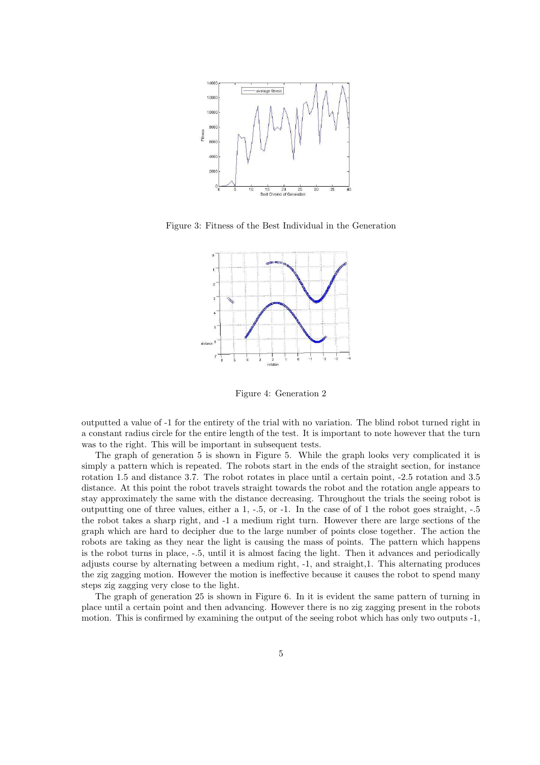Figure 3: Fitness of the Best Individual in the Generation

Figure 4: Generation 2

outputted a value of -1 for the entirety of the trial with no variation. The blind robot turned right in a constant radius circle for the entire length of the test. It is important to note however that the turn was to the right. This will be important in subsequent tests.

The graph of generation 5 is shown in Figure 5. While the graph looks very complicated it is simply a pattern which is repeated. The robots start in the ends of the straight section, for instance rotation 1.5 and distance 3.7. The robot rotates in place until a certain point, -2.5 rotation and 3.5 distance. At this point the robot travels straight towards the robot and the rotation angle appears to stay approximately the same with the distance decreasing. Throughout the trials the seeing robot is outputting one of three values, either a 1, -.5, or -1. In the case of of 1 the robot goes straight, -.5 the robot takes a sharp right, and -1 a medium right turn. However there are large sections of the graph which are hard to decipher due to the large number of points close together. The action the robots are taking as they near the light is causing the mass of points. The pattern which happens is the robot turns in place, -.5, until it is almost facing the light. Then it advances and periodically adjusts course by alternating between a medium right, -1, and straight,1. This alternating produces the zig zagging motion. However the motion is ineffective because it causes the robot to spend many steps zig zagging very close to the light.

The graph of generation 25 is shown in Figure 6. In it is evident the same pattern of turning in place until a certain point and then advancing. However there is no zig zagging present in the robots motion. This is confirmed by examining the output of the seeing robot which has only two outputs -1,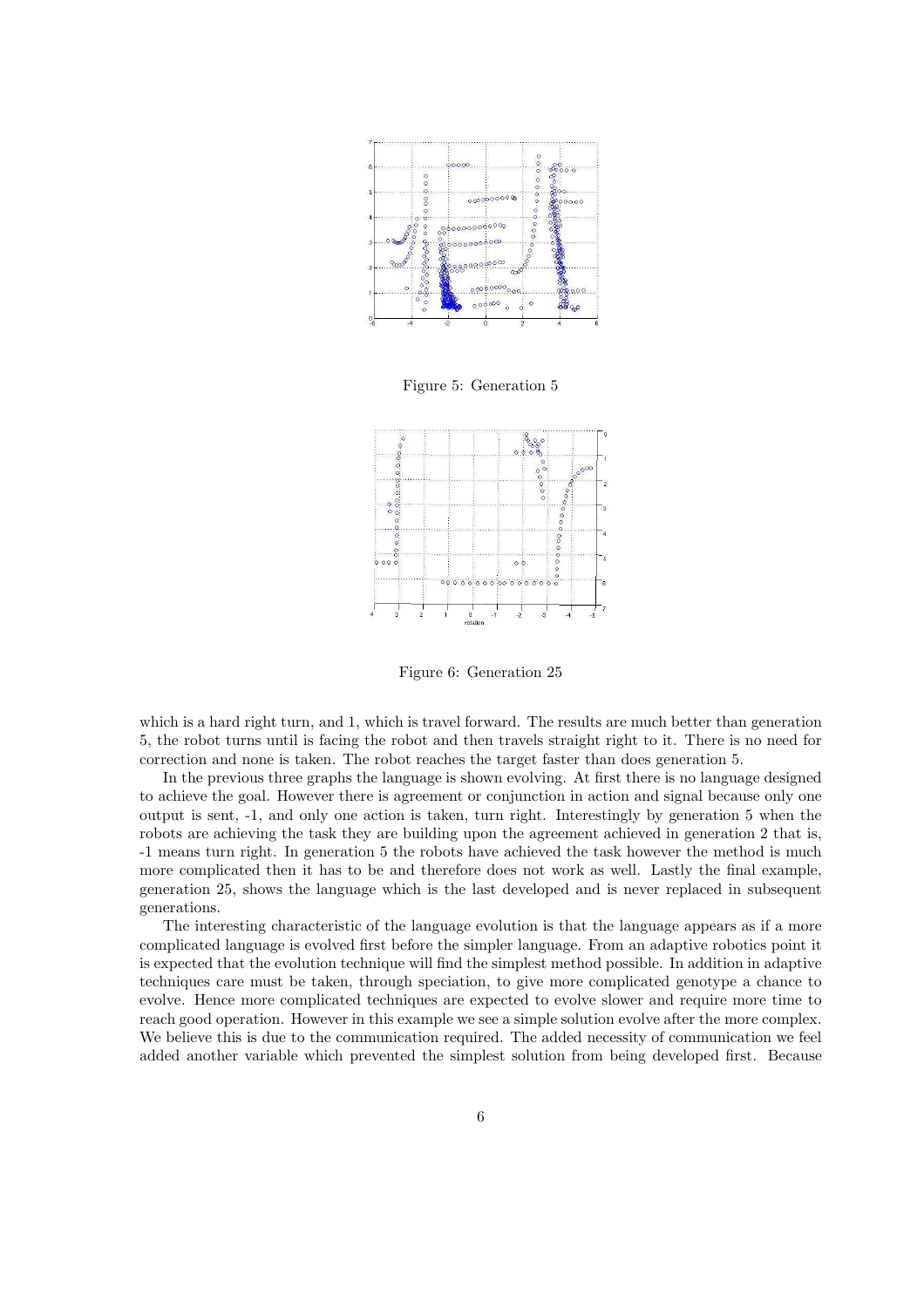Figure 5: Generation 5

Figure 6: Generation 25

which is a hard right turn, and 1, which is travel forward. The results are much better than generation 5, the robot turns until is facing the robot and then travels straight right to it. There is no need for correction and none is taken. The robot reaches the target faster than does generation 5.

In the previous three graphs the language is shown evolving. At first there is no language designed to achieve the goal. However there is agreement or conjunction in action and signal because only one output is sent, -1, and only one action is taken, turn right. Interestingly by generation 5 when the robots are achieving the task they are building upon the agreement achieved in generation 2 that is, -1 means turn right. In generation 5 the robots have achieved the task however the method is much more complicated then it has to be and therefore does not work as well. Lastly the final example, generation 25, shows the language which is the last developed and is never replaced in subsequent generations.

The interesting characteristic of the language evolution is that the language appears as if a more complicated language is evolved first before the simpler language. From an adaptive robotics point it is expected that the evolution technique will find the simplest method possible. In addition in adaptive techniques care must be taken, through speciation, to give more complicated genotype a chance to evolve. Hence more complicated techniques are expected to evolve slower and require more time to reach good operation. However in this example we see a simple solution evolve after the more complex. We believe this is due to the communication required. The added necessity of communication we feel added another variable which prevented the simplest solution from being developed first. Because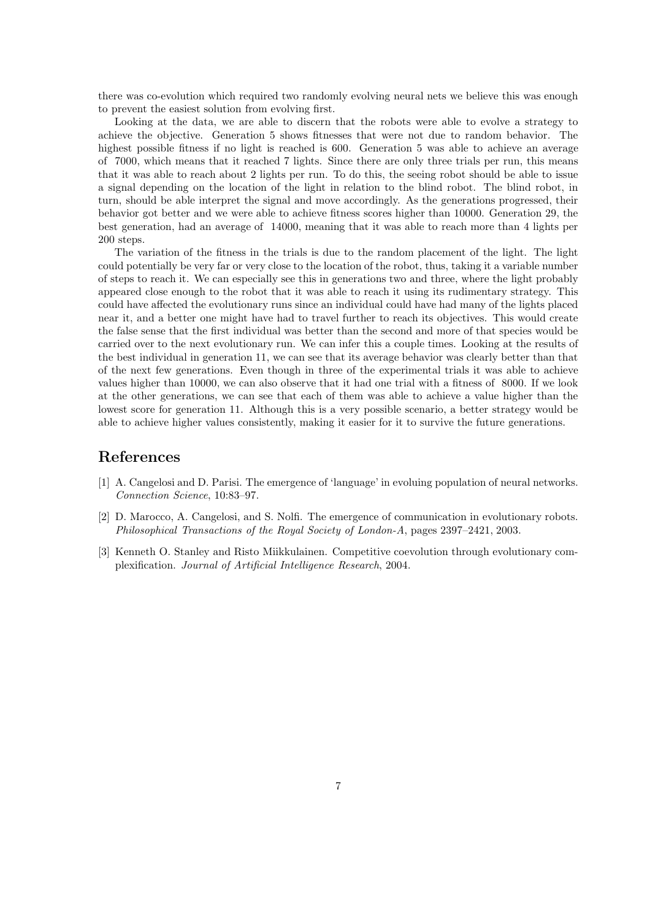there was co-evolution which required two randomly evolving neural nets we believe this was enough to prevent the easiest solution from evolving first.

Looking at the data, we are able to discern that the robots were able to evolve a strategy to achieve the objective. Generation 5 shows fitnesses that were not due to random behavior. The highest possible fitness if no light is reached is 600. Generation 5 was able to achieve an average of 7000, which means that it reached 7 lights. Since there are only three trials per run, this means that it was able to reach about 2 lights per run. To do this, the seeing robot should be able to issue a signal depending on the location of the light in relation to the blind robot. The blind robot, in turn, should be able interpret the signal and move accordingly. As the generations progressed, their behavior got better and we were able to achieve fitness scores higher than 10000. Generation 29, the best generation, had an average of 14000, meaning that it was able to reach more than 4 lights per 200 steps.

The variation of the fitness in the trials is due to the random placement of the light. The light could potentially be very far or very close to the location of the robot, thus, taking it a variable number of steps to reach it. We can especially see this in generations two and three, where the light probably appeared close enough to the robot that it was able to reach it using its rudimentary strategy. This could have affected the evolutionary runs since an individual could have had many of the lights placed near it, and a better one might have had to travel further to reach its objectives. This would create the false sense that the first individual was better than the second and more of that species would be carried over to the next evolutionary run. We can infer this a couple times. Looking at the results of the best individual in generation 11, we can see that its average behavior was clearly better than that of the next few generations. Even though in three of the experimental trials it was able to achieve values higher than 10000, we can also observe that it had one trial with a fitness of 8000. If we look at the other generations, we can see that each of them was able to achieve a value higher than the lowest score for generation 11. Although this is a very possible scenario, a better strategy would be able to achieve higher values consistently, making it easier for it to survive the future generations.

## References

[1] A. Cangelosi and D. Parisi. The emergence of 'language' in evoluing population of neural networks. *Connection Science*, 10:83–97.

[2] D. Marocco, A. Cangelosi, and S. Nolfi. The emergence of communication in evolutionary robots. *Philosophical Transactions of the Royal Society of London-A*, pages 2397–2421, 2003.

[3] Kenneth O. Stanley and Risto Miikkulainen. Competitive coevolution through evolutionary complexification. *Journal of Artificial Intelligence Research*, 2004.